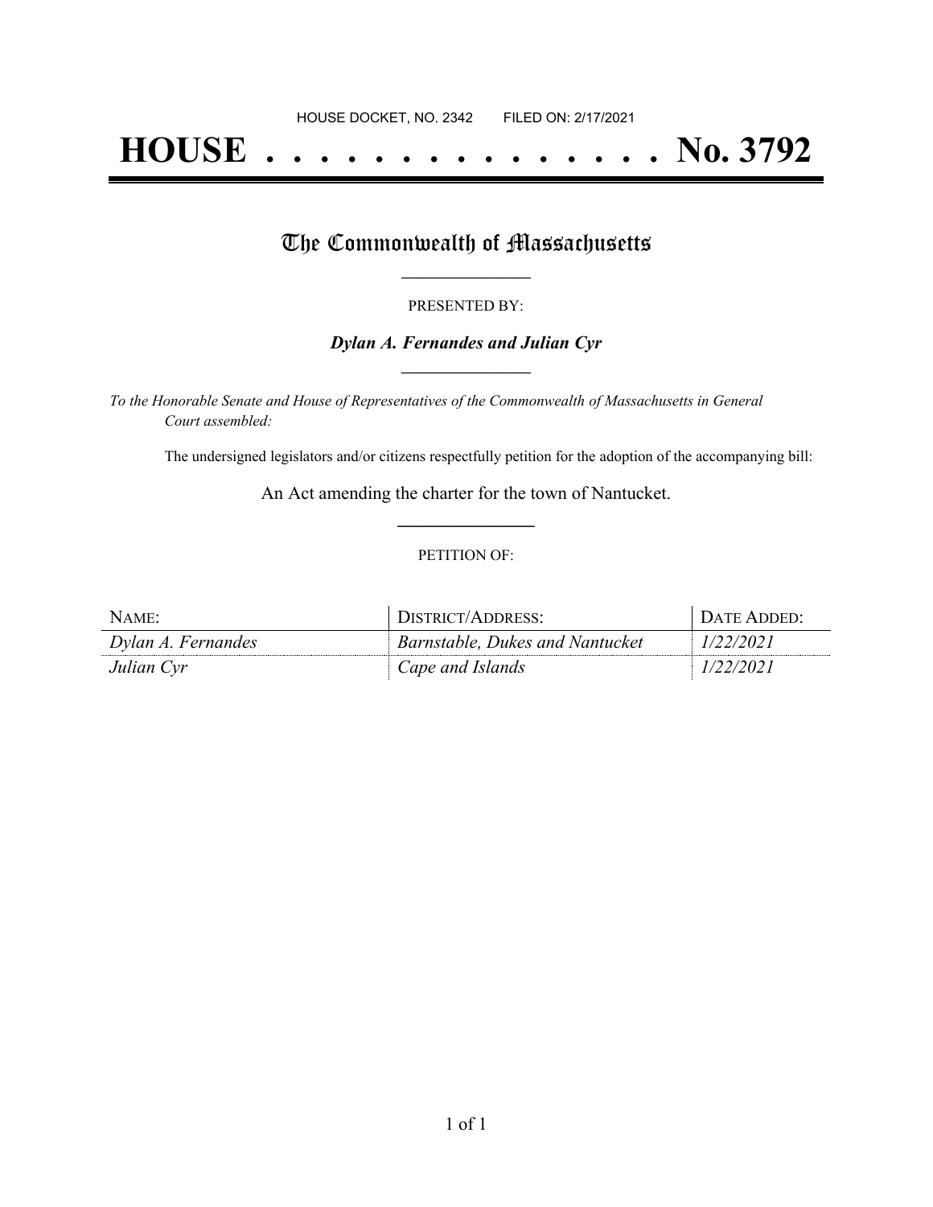HOUSE DOCKET, NO. 2342        FILED ON: 2/17/2021

# HOUSE . . . . . . . . . . . . . . . No. 3792

## The Commonwealth of Massachusetts

PRESENTED BY:

***Dylan A. Fernandes and Julian Cyr***

*To the Honorable Senate and House of Representatives of the Commonwealth of Massachusetts in General Court assembled:*

The undersigned legislators and/or citizens respectfully petition for the adoption of the accompanying bill:

An Act amending the charter for the town of Nantucket.

PETITION OF:

| NAME: | DISTRICT/ADDRESS: | DATE ADDED: |
| --- | --- | --- |
| *Dylan A. Fernandes* | *Barnstable, Dukes and Nantucket* | *1/22/2021* |
| *Julian Cyr* | *Cape and Islands* | *1/22/2021* |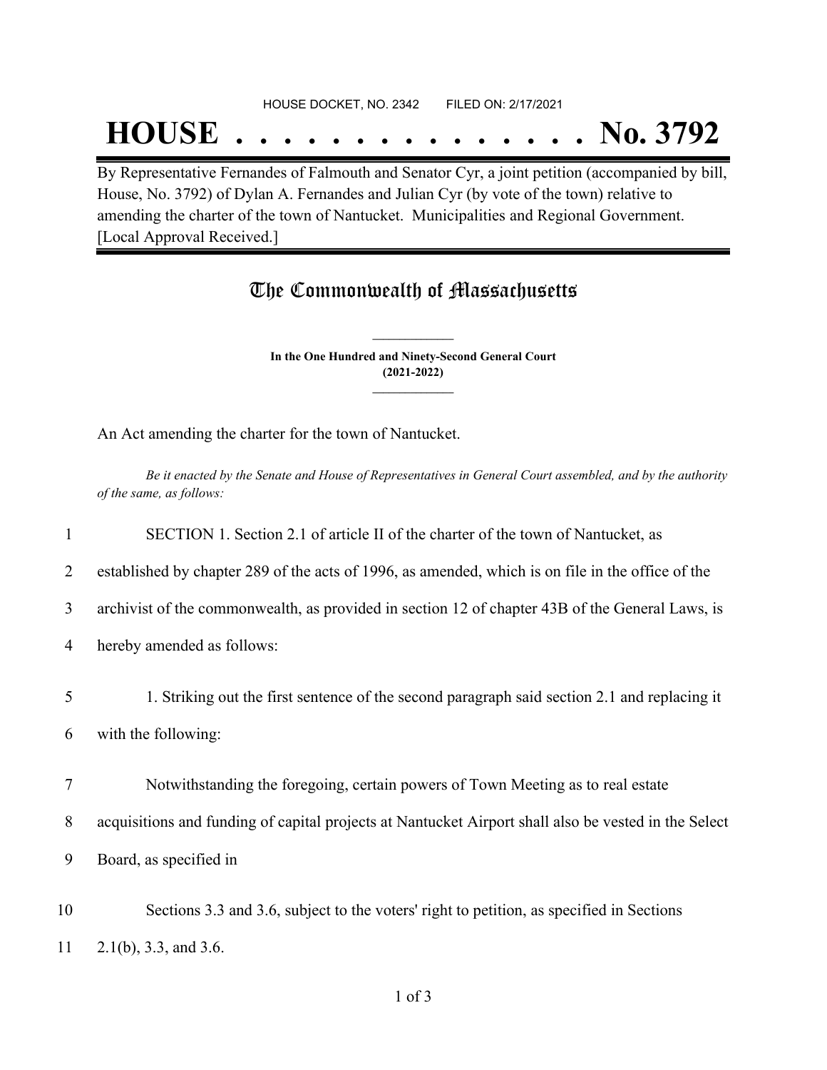HOUSE DOCKET, NO. 2342 FILED ON: 2/17/2021

# HOUSE . . . . . . . . . . . . . . . No. 3792

By Representative Fernandes of Falmouth and Senator Cyr, a joint petition (accompanied by bill, House, No. 3792) of Dylan A. Fernandes and Julian Cyr (by vote of the town) relative to amending the charter of the town of Nantucket. Municipalities and Regional Government. [Local Approval Received.]

## The Commonwealth of Massachusetts

**In the One Hundred and Ninety-Second General Court (2021-2022)**

An Act amending the charter for the town of Nantucket.

*Be it enacted by the Senate and House of Representatives in General Court assembled, and by the authority of the same, as follows:*

1 SECTION 1. Section 2.1 of article II of the charter of the town of Nantucket, as
2 established by chapter 289 of the acts of 1996, as amended, which is on file in the office of the
3 archivist of the commonwealth, as provided in section 12 of chapter 43B of the General Laws, is
4 hereby amended as follows:

5 1. Striking out the first sentence of the second paragraph said section 2.1 and replacing it
6 with the following:

7 Notwithstanding the foregoing, certain powers of Town Meeting as to real estate
8 acquisitions and funding of capital projects at Nantucket Airport shall also be vested in the Select
9 Board, as specified in

10 Sections 3.3 and 3.6, subject to the voters' right to petition, as specified in Sections
11 2.1(b), 3.3, and 3.6.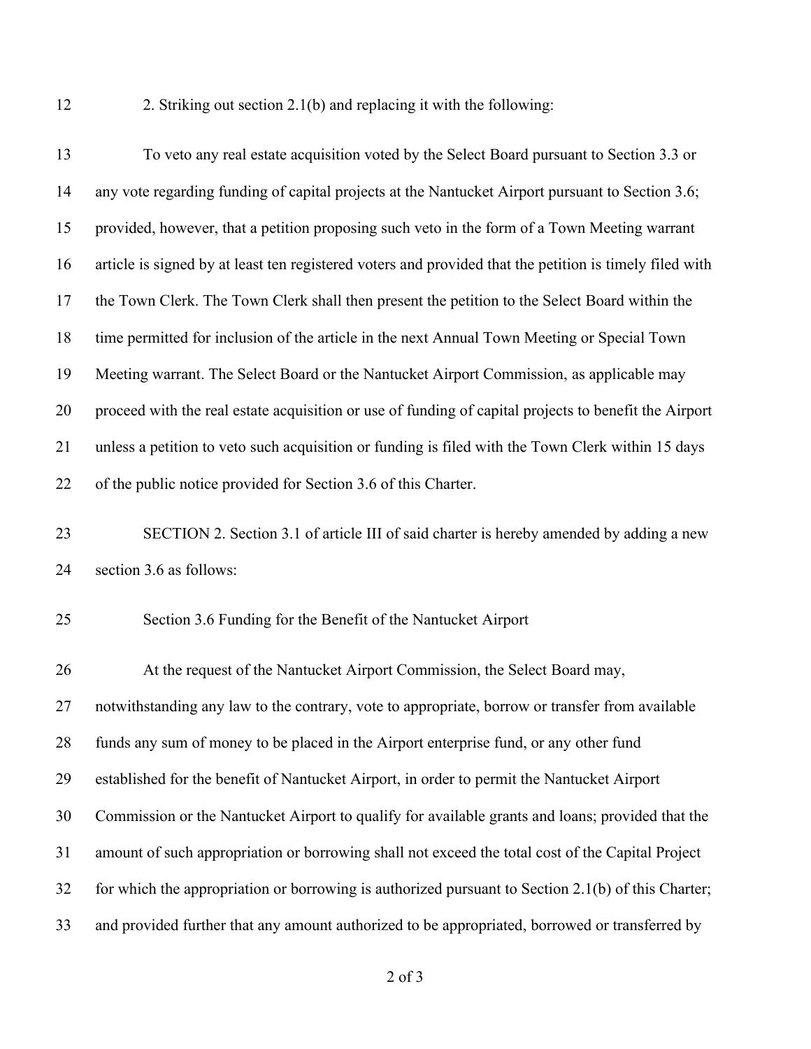2. Striking out section 2.1(b) and replacing it with the following:

To veto any real estate acquisition voted by the Select Board pursuant to Section 3.3 or any vote regarding funding of capital projects at the Nantucket Airport pursuant to Section 3.6; provided, however, that a petition proposing such veto in the form of a Town Meeting warrant article is signed by at least ten registered voters and provided that the petition is timely filed with the Town Clerk. The Town Clerk shall then present the petition to the Select Board within the time permitted for inclusion of the article in the next Annual Town Meeting or Special Town Meeting warrant. The Select Board or the Nantucket Airport Commission, as applicable may proceed with the real estate acquisition or use of funding of capital projects to benefit the Airport unless a petition to veto such acquisition or funding is filed with the Town Clerk within 15 days of the public notice provided for Section 3.6 of this Charter.

SECTION 2. Section 3.1 of article III of said charter is hereby amended by adding a new section 3.6 as follows:

Section 3.6 Funding for the Benefit of the Nantucket Airport

At the request of the Nantucket Airport Commission, the Select Board may, notwithstanding any law to the contrary, vote to appropriate, borrow or transfer from available funds any sum of money to be placed in the Airport enterprise fund, or any other fund established for the benefit of Nantucket Airport, in order to permit the Nantucket Airport Commission or the Nantucket Airport to qualify for available grants and loans; provided that the amount of such appropriation or borrowing shall not exceed the total cost of the Capital Project for which the appropriation or borrowing is authorized pursuant to Section 2.1(b) of this Charter; and provided further that any amount authorized to be appropriated, borrowed or transferred by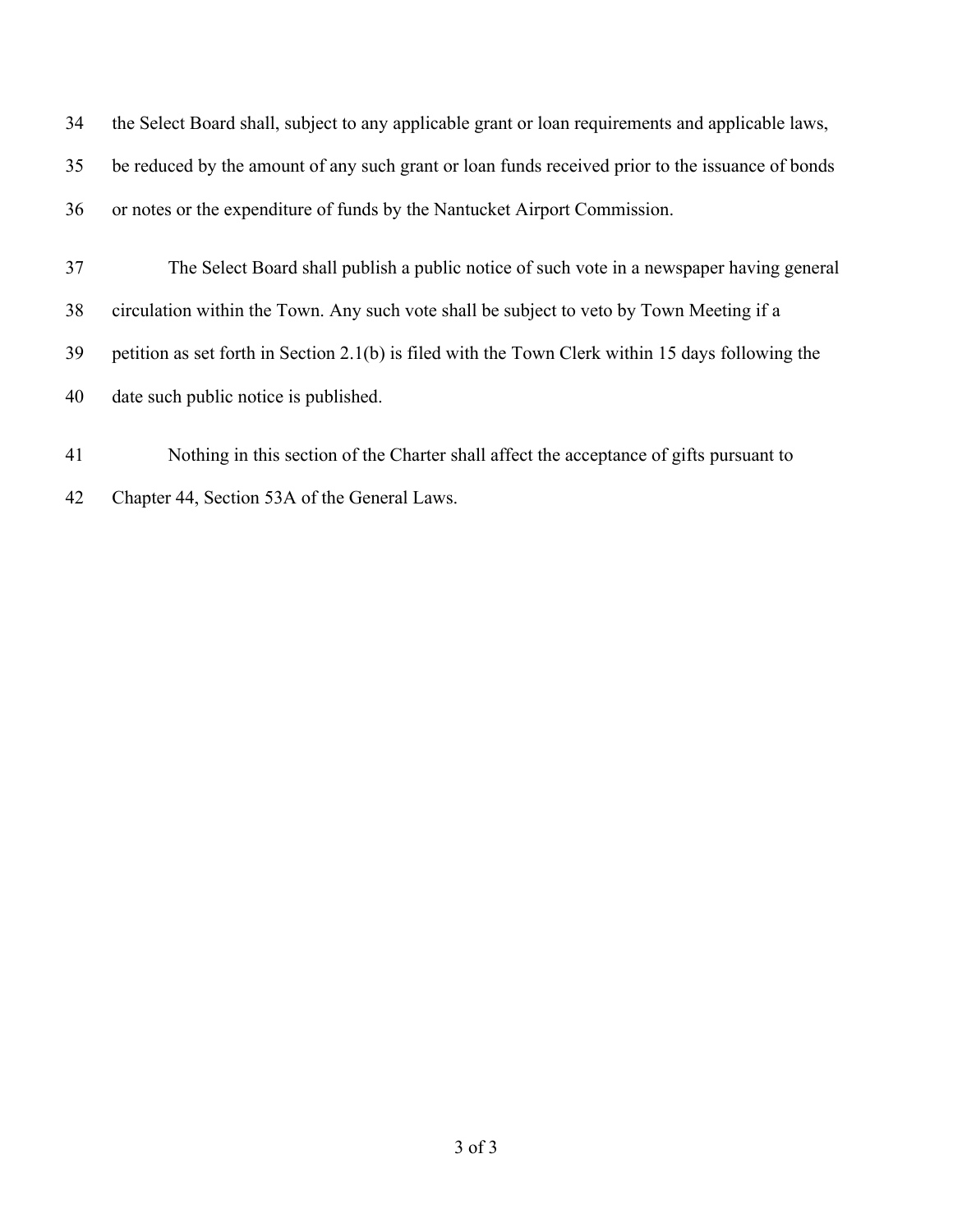the Select Board shall, subject to any applicable grant or loan requirements and applicable laws, be reduced by the amount of any such grant or loan funds received prior to the issuance of bonds or notes or the expenditure of funds by the Nantucket Airport Commission.

The Select Board shall publish a public notice of such vote in a newspaper having general circulation within the Town. Any such vote shall be subject to veto by Town Meeting if a petition as set forth in Section 2.1(b) is filed with the Town Clerk within 15 days following the date such public notice is published.

Nothing in this section of the Charter shall affect the acceptance of gifts pursuant to Chapter 44, Section 53A of the General Laws.